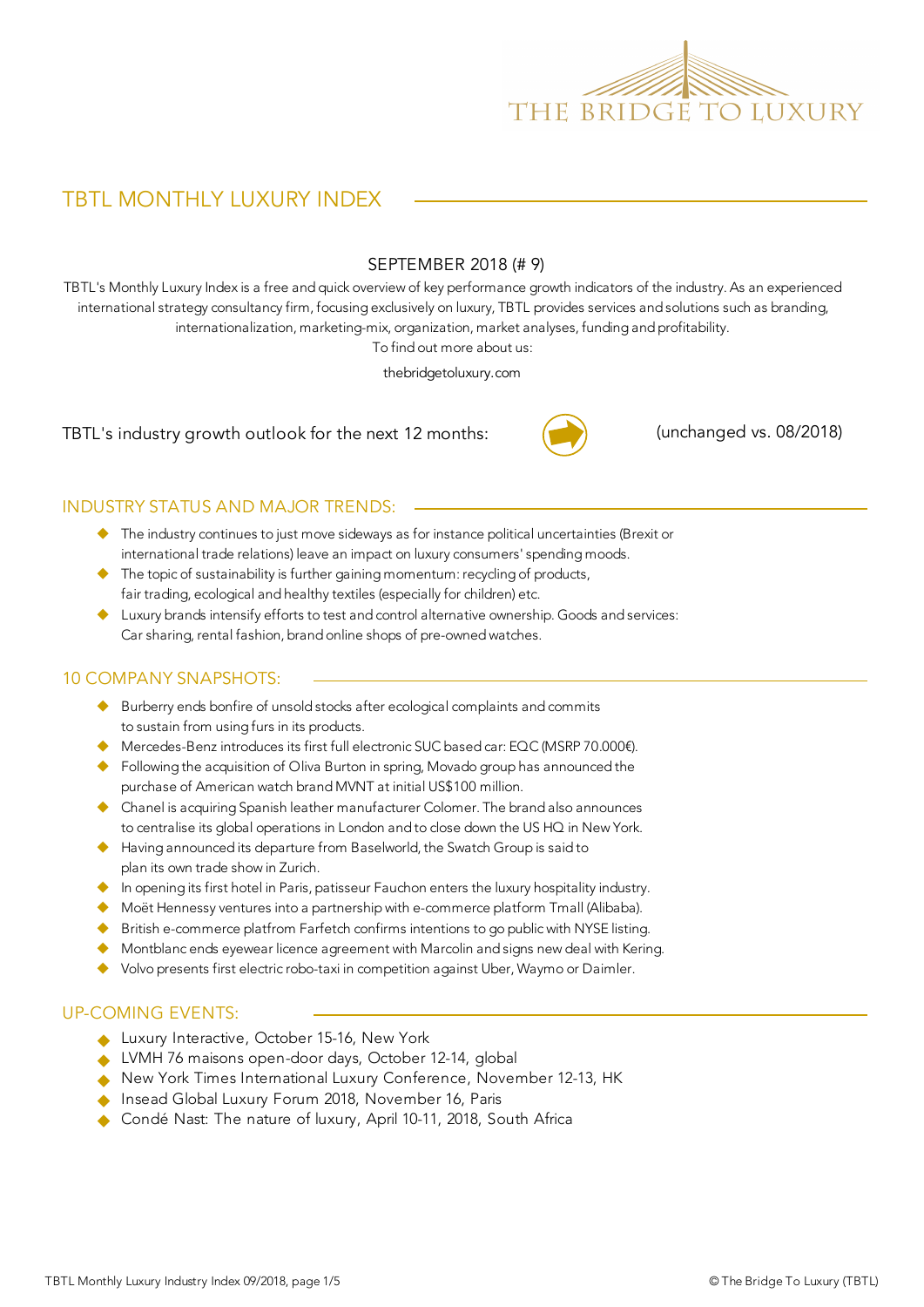THE BRIDGE TO LUXURY

# TBTL MONTHLY LUXURY INDEX

SEPTEMBER 2018 (# 9)

TBTL's Monthly Luxury Index is a free and quick overview of key performance growth indicators of the industry. As an experienced international strategy consultancy firm, focusing exclusively on luxury, TBTL provides services and solutions such as branding, internationalization, marketing-mix, organization, market analyses, funding and profitability.
To find out more about us:

thebridgetoluxury.com

TBTL's industry growth outlook for the next 12 months: ➡ (unchanged vs. 08/2018)

## INDUSTRY STATUS AND MAJOR TRENDS:

- The industry continues to just move sideways as for instance political uncertainties (Brexit or international trade relations) leave an impact on luxury consumers' spending moods.
- The topic of sustainability is further gaining momentum: recycling of products, fair trading, ecological and healthy textiles (especially for children) etc.
- Luxury brands intensify efforts to test and control alternative ownership. Goods and services: Car sharing, rental fashion, brand online shops of pre-owned watches.

## 10 COMPANY SNAPSHOTS:

- Burberry ends bonfire of unsold stocks after ecological complaints and commits to sustain from using furs in its products.
- Mercedes-Benz introduces its first full electronic SUC based car: EQC (MSRP 70.000€).
- Following the acquisition of Oliva Burton in spring, Movado group has announced the purchase of American watch brand MVNT at initial US$100 million.
- Chanel is acquiring Spanish leather manufacturer Colomer. The brand also announces to centralise its global operations in London and to close down the US HQ in New York.
- Having announced its departure from Baselworld, the Swatch Group is said to plan its own trade show in Zurich.
- In opening its first hotel in Paris, patisseur Fauchon enters the luxury hospitality industry.
- Moët Hennessy ventures into a partnership with e-commerce platform Tmall (Alibaba).
- British e-commerce platfrom Farfetch confirms intentions to go public with NYSE listing.
- Montblanc ends eyewear licence agreement with Marcolin and signs new deal with Kering.
- Volvo presents first electric robo-taxi in competition against Uber, Waymo or Daimler.

## UP-COMING EVENTS:

- Luxury Interactive, October 15-16, New York
- LVMH 76 maisons open-door days, October 12-14, global
- New York Times International Luxury Conference, November 12-13, HK
- Insead Global Luxury Forum 2018, November 16, Paris
- Condé Nast: The nature of luxury, April 10-11, 2018, South Africa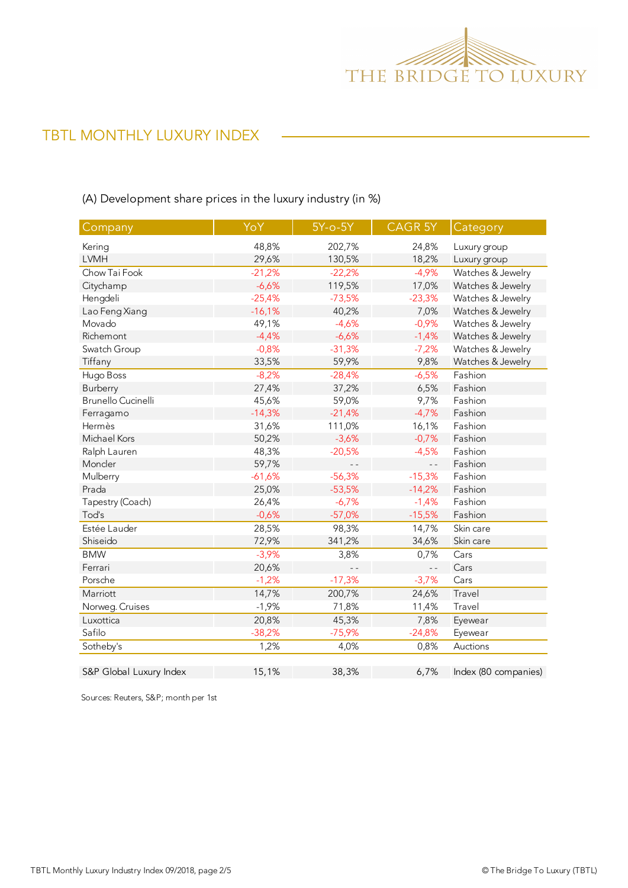## TBTL MONTHLY LUXURY INDEX

(A) Development share prices in the luxury industry (in %)

| Company | YoY | 5Y-o-5Y | CAGR 5Y | Category |
|---|---|---|---|---|
| Kering | 48,8% | 202,7% | 24,8% | Luxury group |
| LVMH | 29,6% | 130,5% | 18,2% | Luxury group |
| Chow Tai Fook | -21,2% | -22,2% | -4,9% | Watches & Jewelry |
| Citychamp | -6,6% | 119,5% | 17,0% | Watches & Jewelry |
| Hengdeli | -25,4% | -73,5% | -23,3% | Watches & Jewelry |
| Lao Feng Xiang | -16,1% | 40,2% | 7,0% | Watches & Jewelry |
| Movado | 49,1% | -4,6% | -0,9% | Watches & Jewelry |
| Richemont | -4,4% | -6,6% | -1,4% | Watches & Jewelry |
| Swatch Group | -0,8% | -31,3% | -7,2% | Watches & Jewelry |
| Tiffany | 33,5% | 59,9% | 9,8% | Watches & Jewelry |
| Hugo Boss | -8,2% | -28,4% | -6,5% | Fashion |
| Burberry | 27,4% | 37,2% | 6,5% | Fashion |
| Brunello Cucinelli | 45,6% | 59,0% | 9,7% | Fashion |
| Ferragamo | -14,3% | -21,4% | -4,7% | Fashion |
| Hermès | 31,6% | 111,0% | 16,1% | Fashion |
| Michael Kors | 50,2% | -3,6% | -0,7% | Fashion |
| Ralph Lauren | 48,3% | -20,5% | -4,5% | Fashion |
| Moncler | 59,7% | - - | - - | Fashion |
| Mulberry | -61,6% | -56,3% | -15,3% | Fashion |
| Prada | 25,0% | -53,5% | -14,2% | Fashion |
| Tapestry (Coach) | 26,4% | -6,7% | -1,4% | Fashion |
| Tod's | -0,6% | -57,0% | -15,5% | Fashion |
| Estée Lauder | 28,5% | 98,3% | 14,7% | Skin care |
| Shiseido | 72,9% | 341,2% | 34,6% | Skin care |
| BMW | -3,9% | 3,8% | 0,7% | Cars |
| Ferrari | 20,6% | - - | - - | Cars |
| Porsche | -1,2% | -17,3% | -3,7% | Cars |
| Marriott | 14,7% | 200,7% | 24,6% | Travel |
| Norweg. Cruises | -1,9% | 71,8% | 11,4% | Travel |
| Luxottica | 20,8% | 45,3% | 7,8% | Eyewear |
| Safilo | -38,2% | -75,9% | -24,8% | Eyewear |
| Sotheby's | 1,2% | 4,0% | 0,8% | Auctions |
| S&P Global Luxury Index | 15,1% | 38,3% | 6,7% | Index (80 companies) |

Sources: Reuters, S&P; month per 1st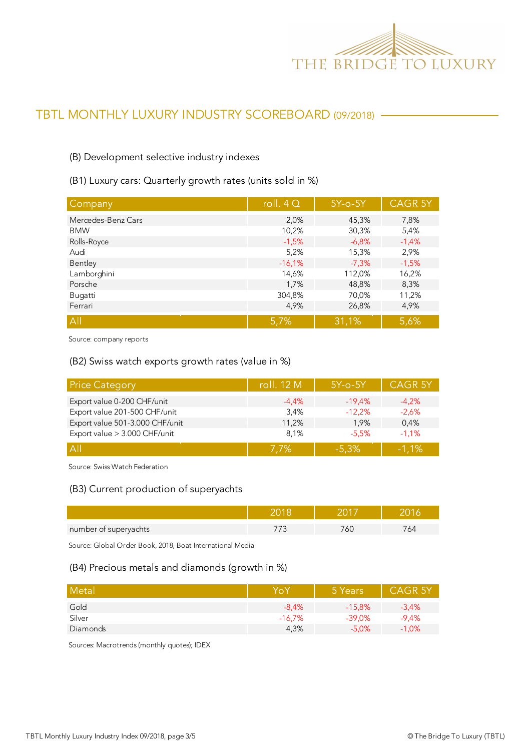## TBTL MONTHLY LUXURY INDUSTRY SCOREBOARD (09/2018)

### (B) Development selective industry indexes

#### (B1) Luxury cars: Quarterly growth rates (units sold in %)

| Company | roll. 4 Q | 5Y-o-5Y | CAGR 5Y |
|---|---|---|---|
| Mercedes-Benz Cars | 2,0% | 45,3% | 7,8% |
| BMW | 10,2% | 30,3% | 5,4% |
| Rolls-Royce | -1,5% | -6,8% | -1,4% |
| Audi | 5,2% | 15,3% | 2,9% |
| Bentley | -16,1% | -7,3% | -1,5% |
| Lamborghini | 14,6% | 112,0% | 16,2% |
| Porsche | 1,7% | 48,8% | 8,3% |
| Bugatti | 304,8% | 70,0% | 11,2% |
| Ferrari | 4,9% | 26,8% | 4,9% |
| All | 5,7% | 31,1% | 5,6% |

Source: company reports

#### (B2) Swiss watch exports growth rates (value in %)

| Price Category | roll. 12 M | 5Y-o-5Y | CAGR 5Y |
|---|---|---|---|
| Export value 0-200 CHF/unit | -4,4% | -19,4% | -4,2% |
| Export value 201-500 CHF/unit | 3,4% | -12,2% | -2,6% |
| Export value 501-3.000 CHF/unit | 11,2% | 1,9% | 0,4% |
| Export value > 3.000 CHF/unit | 8,1% | -5,5% | -1,1% |
| All | 7,7% | -5,3% | -1,1% |

Source: Swiss Watch Federation

#### (B3) Current production of superyachts

| | 2018 | 2017 | 2016 |
|---|---|---|---|
| number of superyachts | 773 | 760 | 764 |

Source: Global Order Book, 2018, Boat International Media

#### (B4) Precious metals and diamonds (growth in %)

| Metal | YoY | 5 Years | CAGR 5Y |
|---|---|---|---|
| Gold | -8,4% | -15,8% | -3,4% |
| Silver | -16,7% | -39,0% | -9,4% |
| Diamonds | 4,3% | -5,0% | -1,0% |

Sources: Macrotrends (monthly quotes); IDEX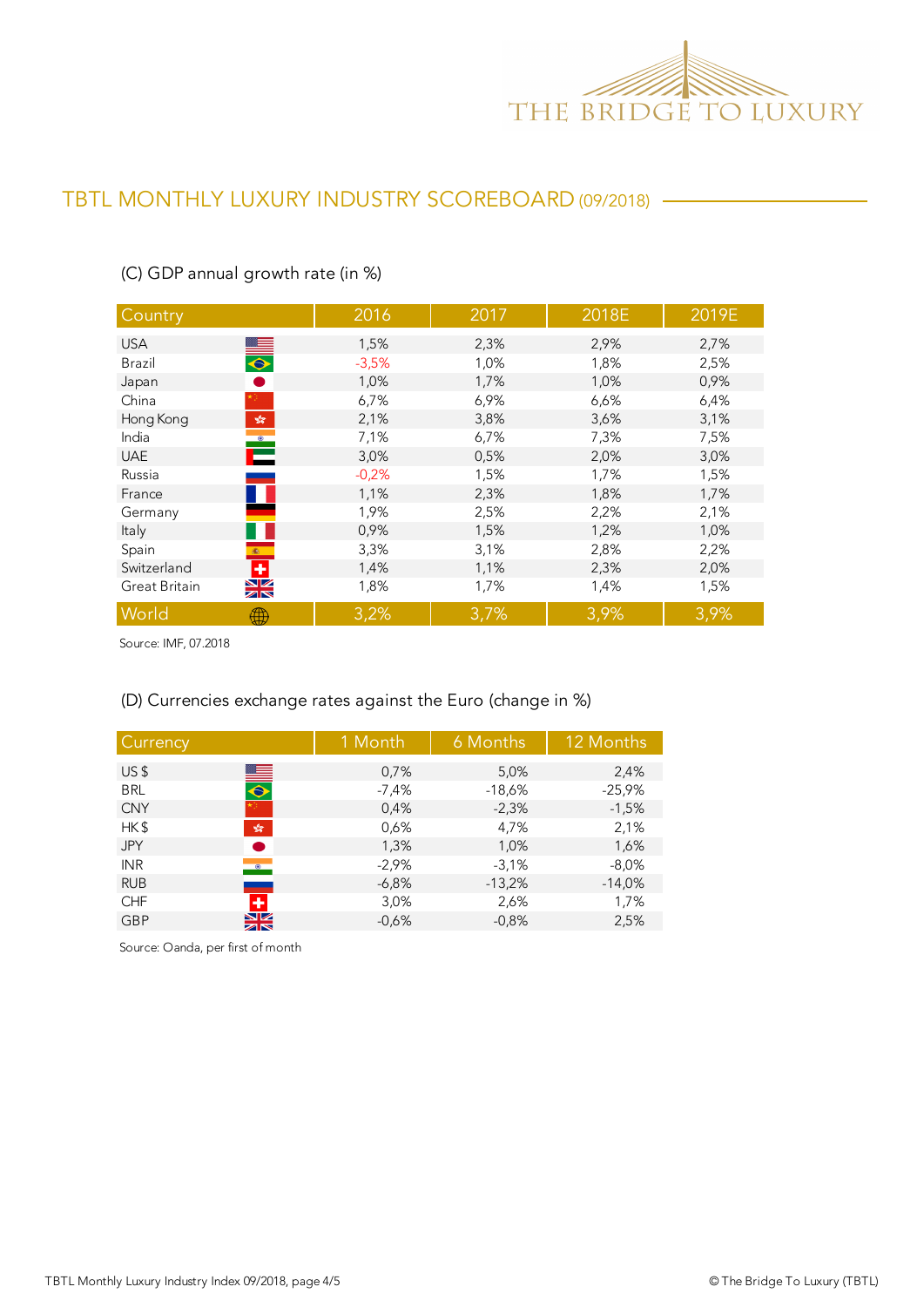## TBTL MONTHLY LUXURY INDUSTRY SCOREBOARD (09/2018)

### (C) GDP annual growth rate (in %)

| Country | 2016 | 2017 | 2018E | 2019E |
|---|---|---|---|---|
| USA | 1,5% | 2,3% | 2,9% | 2,7% |
| Brazil | -3,5% | 1,0% | 1,8% | 2,5% |
| Japan | 1,0% | 1,7% | 1,0% | 0,9% |
| China | 6,7% | 6,9% | 6,6% | 6,4% |
| Hong Kong | 2,1% | 3,8% | 3,6% | 3,1% |
| India | 7,1% | 6,7% | 7,3% | 7,5% |
| UAE | 3,0% | 0,5% | 2,0% | 3,0% |
| Russia | -0,2% | 1,5% | 1,7% | 1,5% |
| France | 1,1% | 2,3% | 1,8% | 1,7% |
| Germany | 1,9% | 2,5% | 2,2% | 2,1% |
| Italy | 0,9% | 1,5% | 1,2% | 1,0% |
| Spain | 3,3% | 3,1% | 2,8% | 2,2% |
| Switzerland | 1,4% | 1,1% | 2,3% | 2,0% |
| Great Britain | 1,8% | 1,7% | 1,4% | 1,5% |
| World | 3,2% | 3,7% | 3,9% | 3,9% |

Source: IMF, 07.2018

### (D) Currencies exchange rates against the Euro (change in %)

| Currency | 1 Month | 6 Months | 12 Months |
|---|---|---|---|
| US $ | 0,7% | 5,0% | 2,4% |
| BRL | -7,4% | -18,6% | -25,9% |
| CNY | 0,4% | -2,3% | -1,5% |
| HK $ | 0,6% | 4,7% | 2,1% |
| JPY | 1,3% | 1,0% | 1,6% |
| INR | -2,9% | -3,1% | -8,0% |
| RUB | -6,8% | -13,2% | -14,0% |
| CHF | 3,0% | 2,6% | 1,7% |
| GBP | -0,6% | -0,8% | 2,5% |

Source: Oanda, per first of month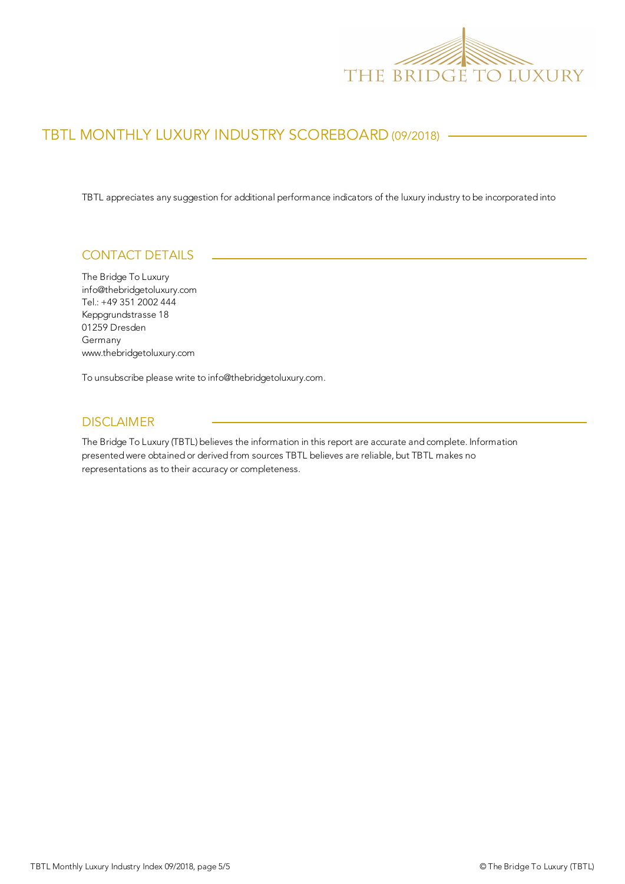## TBTL MONTHLY LUXURY INDUSTRY SCOREBOARD (09/2018)

TBTL appreciates any suggestion for additional performance indicators of the luxury industry to be incorporated into

### CONTACT DETAILS

The Bridge To Luxury
info@thebridgetoluxury.com
Tel.: +49 351 2002 444
Keppgrundstrasse 18
01259 Dresden
Germany
www.thebridgetoluxury.com

To unsubscribe please write to info@thebridgetoluxury.com.

### DISCLAIMER

The Bridge To Luxury (TBTL) believes the information in this report are accurate and complete. Information presented were obtained or derived from sources TBTL believes are reliable, but TBTL makes no representations as to their accuracy or completeness.